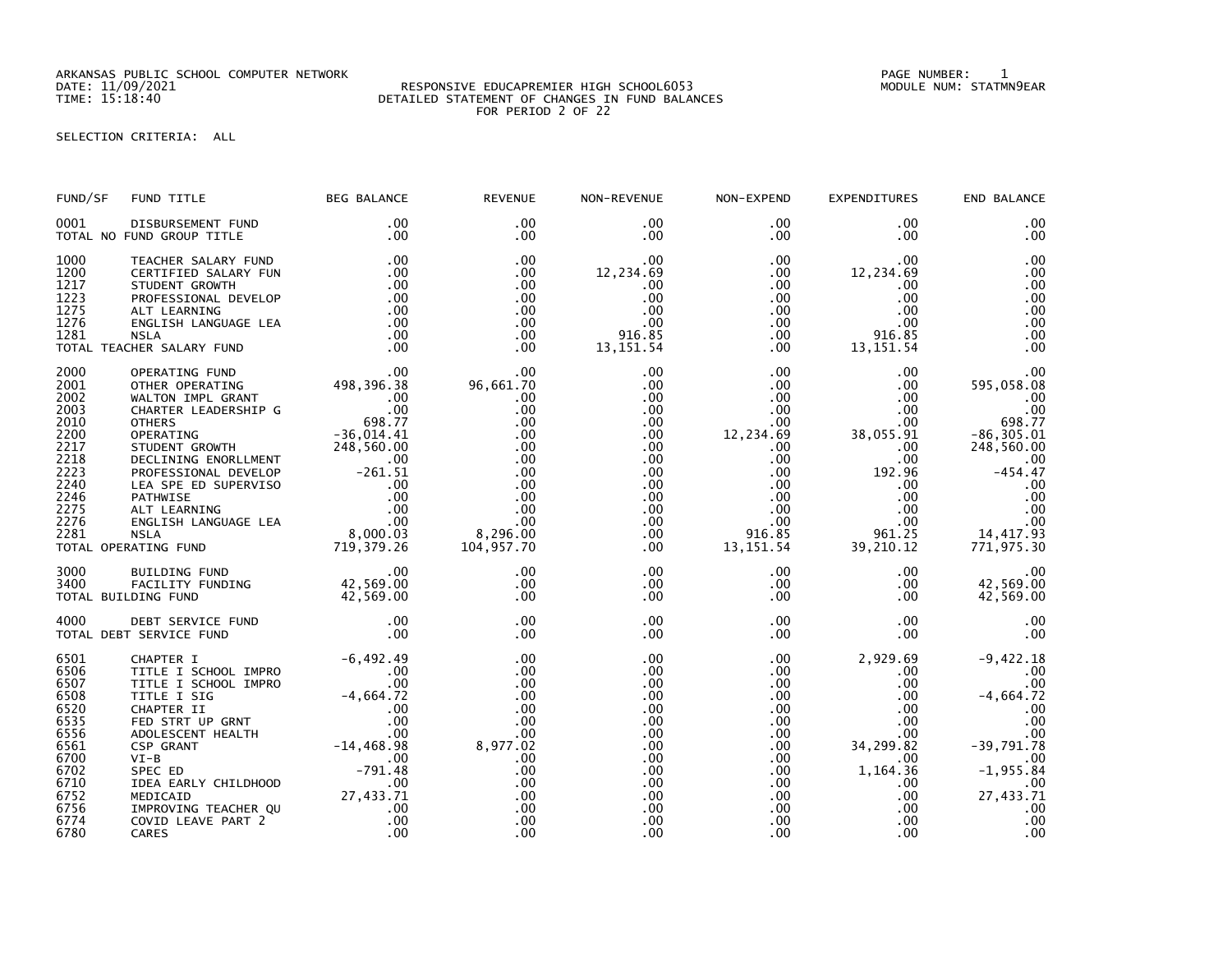ARKANSAS PUBLIC SCHOOL COMPUTER NETWORK
DATE: 11/09/2021
TIME: 15:18:40

RESPONSIVE EDUCAPREMIER HIGH SCHOOL6053
DETAILED STATEMENT OF CHANGES IN FUND BALANCES
FOR PERIOD 2 OF 22

PAGE NUMBER: 1
MODULE NUM: STATMN9EAR

SELECTION CRITERIA: ALL

| FUND/SF | FUND TITLE | BEG BALANCE | REVENUE | NON-REVENUE | NON-EXPEND | EXPENDITURES | END BALANCE |
|---|---|---|---|---|---|---|---|
| 0001 | DISBURSEMENT FUND | .00 | .00 | .00 | .00 | .00 | .00 |
| TOTAL NO FUND GROUP TITLE | | .00 | .00 | .00 | .00 | .00 | .00 |
| 1000 | TEACHER SALARY FUND | .00 | .00 | .00 | .00 | .00 | .00 |
| 1200 | CERTIFIED SALARY FUN | .00 | .00 | 12,234.69 | .00 | 12,234.69 | .00 |
| 1217 | STUDENT GROWTH | .00 | .00 | .00 | .00 | .00 | .00 |
| 1223 | PROFESSIONAL DEVELOP | .00 | .00 | .00 | .00 | .00 | .00 |
| 1275 | ALT LEARNING | .00 | .00 | .00 | .00 | .00 | .00 |
| 1276 | ENGLISH LANGUAGE LEA | .00 | .00 | .00 | .00 | .00 | .00 |
| 1281 | NSLA | .00 | .00 | 916.85 | .00 | 916.85 | .00 |
| TOTAL TEACHER SALARY FUND | | .00 | .00 | 13,151.54 | .00 | 13,151.54 | .00 |
| 2000 | OPERATING FUND | .00 | .00 | .00 | .00 | .00 | .00 |
| 2001 | OTHER OPERATING | 498,396.38 | 96,661.70 | .00 | .00 | .00 | 595,058.08 |
| 2002 | WALTON IMPL GRANT | .00 | .00 | .00 | .00 | .00 | .00 |
| 2003 | CHARTER LEADERSHIP G | .00 | .00 | .00 | .00 | .00 | .00 |
| 2010 | OTHERS | 698.77 | .00 | .00 | .00 | .00 | 698.77 |
| 2200 | OPERATING | -36,014.41 | .00 | .00 | 12,234.69 | 38,055.91 | -86,305.01 |
| 2217 | STUDENT GROWTH | 248,560.00 | .00 | .00 | .00 | .00 | 248,560.00 |
| 2218 | DECLINING ENORLLMENT | .00 | .00 | .00 | .00 | .00 | .00 |
| 2223 | PROFESSIONAL DEVELOP | -261.51 | .00 | .00 | .00 | 192.96 | -454.47 |
| 2240 | LEA SPE ED SUPERVISO | .00 | .00 | .00 | .00 | .00 | .00 |
| 2246 | PATHWISE | .00 | .00 | .00 | .00 | .00 | .00 |
| 2275 | ALT LEARNING | .00 | .00 | .00 | .00 | .00 | .00 |
| 2276 | ENGLISH LANGUAGE LEA | .00 | .00 | .00 | .00 | .00 | .00 |
| 2281 | NSLA | 8,000.03 | 8,296.00 | .00 | 916.85 | 961.25 | 14,417.93 |
| TOTAL OPERATING FUND | | 719,379.26 | 104,957.70 | .00 | 13,151.54 | 39,210.12 | 771,975.30 |
| 3000 | BUILDING FUND | .00 | .00 | .00 | .00 | .00 | .00 |
| 3400 | FACILITY FUNDING | 42,569.00 | .00 | .00 | .00 | .00 | 42,569.00 |
| TOTAL BUILDING FUND | | 42,569.00 | .00 | .00 | .00 | .00 | 42,569.00 |
| 4000 | DEBT SERVICE FUND | .00 | .00 | .00 | .00 | .00 | .00 |
| TOTAL DEBT SERVICE FUND | | .00 | .00 | .00 | .00 | .00 | .00 |
| 6501 | CHAPTER I | -6,492.49 | .00 | .00 | .00 | 2,929.69 | -9,422.18 |
| 6506 | TITLE I SCHOOL IMPRO | .00 | .00 | .00 | .00 | .00 | .00 |
| 6507 | TITLE I SCHOOL IMPRO | .00 | .00 | .00 | .00 | .00 | .00 |
| 6508 | TITLE I SIG | -4,664.72 | .00 | .00 | .00 | .00 | -4,664.72 |
| 6520 | CHAPTER II | .00 | .00 | .00 | .00 | .00 | .00 |
| 6535 | FED STRT UP GRNT | .00 | .00 | .00 | .00 | .00 | .00 |
| 6556 | ADOLESCENT HEALTH | .00 | .00 | .00 | .00 | .00 | .00 |
| 6561 | CSP GRANT | -14,468.98 | 8,977.02 | .00 | .00 | 34,299.82 | -39,791.78 |
| 6700 | VI-B | .00 | .00 | .00 | .00 | .00 | .00 |
| 6702 | SPEC ED | -791.48 | .00 | .00 | .00 | 1,164.36 | -1,955.84 |
| 6710 | IDEA EARLY CHILDHOOD | .00 | .00 | .00 | .00 | .00 | .00 |
| 6752 | MEDICAID | 27,433.71 | .00 | .00 | .00 | .00 | 27,433.71 |
| 6756 | IMPROVING TEACHER QU | .00 | .00 | .00 | .00 | .00 | .00 |
| 6774 | COVID LEAVE PART 2 | .00 | .00 | .00 | .00 | .00 | .00 |
| 6780 | CARES | .00 | .00 | .00 | .00 | .00 | .00 |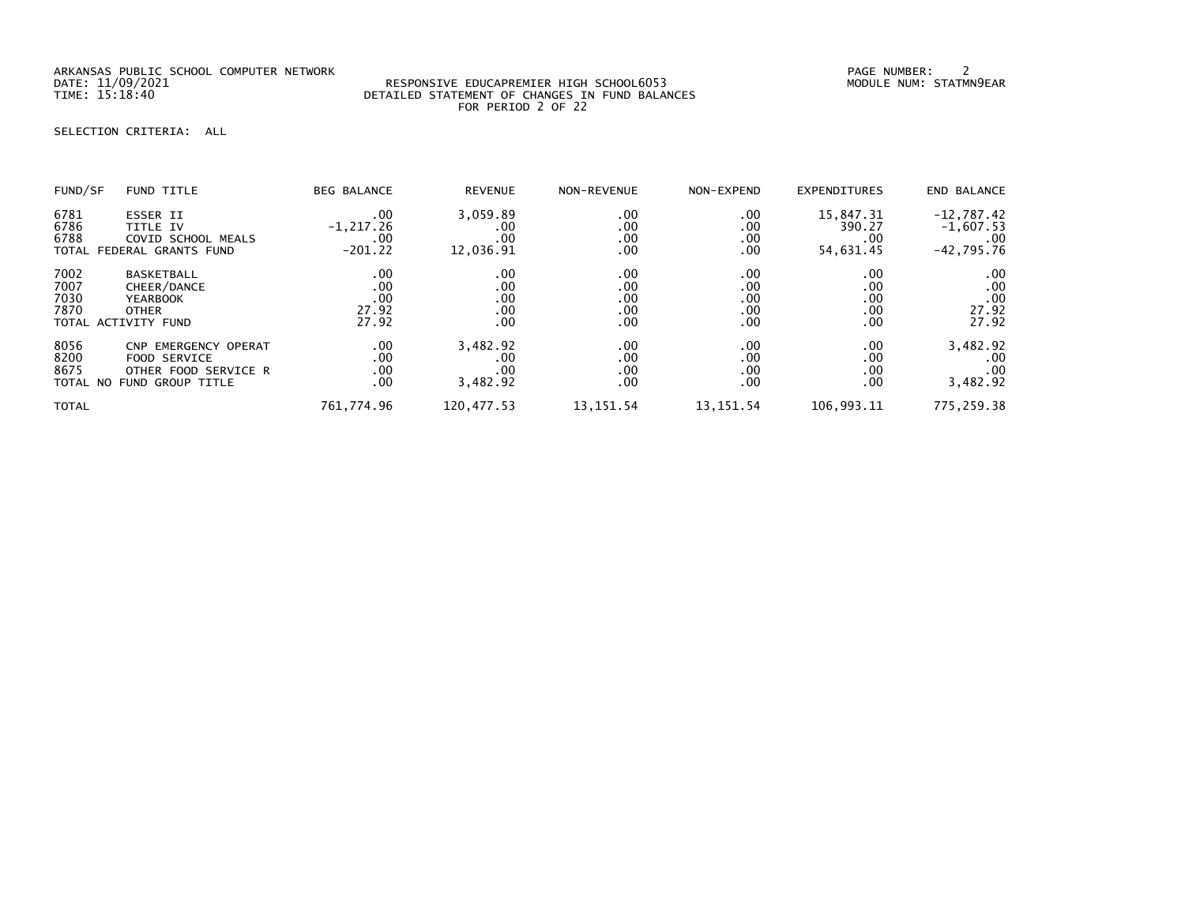ARKANSAS PUBLIC SCHOOL COMPUTER NETWORK
DATE: 11/09/2021
TIME: 15:18:40

RESPONSIVE EDUCAPREMIER HIGH SCHOOL6053
DETAILED STATEMENT OF CHANGES IN FUND BALANCES
FOR PERIOD 2 OF 22

PAGE NUMBER: 2
MODULE NUM: STATMN9EAR

SELECTION CRITERIA: ALL

| FUND/SF | FUND TITLE | BEG BALANCE | REVENUE | NON-REVENUE | NON-EXPEND | EXPENDITURES | END BALANCE |
|---|---|---|---|---|---|---|---|
| 6781 | ESSER II | .00 | 3,059.89 | .00 | .00 | 15,847.31 | -12,787.42 |
| 6786 | TITLE IV | -1,217.26 | .00 | .00 | .00 | 390.27 | -1,607.53 |
| 6788 | COVID SCHOOL MEALS | .00 | .00 | .00 | .00 | .00 | .00 |
| TOTAL FEDERAL GRANTS FUND | | -201.22 | 12,036.91 | .00 | .00 | 54,631.45 | -42,795.76 |
| 7002 | BASKETBALL | .00 | .00 | .00 | .00 | .00 | .00 |
| 7007 | CHEER/DANCE | .00 | .00 | .00 | .00 | .00 | .00 |
| 7030 | YEARBOOK | .00 | .00 | .00 | .00 | .00 | .00 |
| 7870 | OTHER | 27.92 | .00 | .00 | .00 | .00 | 27.92 |
| TOTAL ACTIVITY FUND | | 27.92 | .00 | .00 | .00 | .00 | 27.92 |
| 8056 | CNP EMERGENCY OPERAT | .00 | 3,482.92 | .00 | .00 | .00 | 3,482.92 |
| 8200 | FOOD SERVICE | .00 | .00 | .00 | .00 | .00 | .00 |
| 8675 | OTHER FOOD SERVICE R | .00 | .00 | .00 | .00 | .00 | .00 |
| TOTAL NO FUND GROUP TITLE | | .00 | 3,482.92 | .00 | .00 | .00 | 3,482.92 |
| TOTAL | | 761,774.96 | 120,477.53 | 13,151.54 | 13,151.54 | 106,993.11 | 775,259.38 |